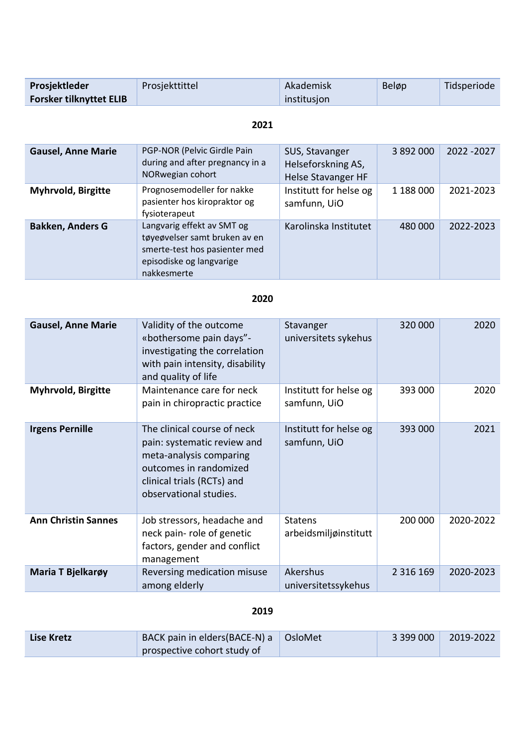| Prosjektleder Forsker tilknyttet ELIB | Prosjekttittel | Akademisk institusjon | Beløp | Tidsperiode |
|---|---|---|---|---|

**2021**

| Prosjektleder Forsker tilknyttet ELIB | Prosjekttittel | Akademisk institusjon | Beløp | Tidsperiode |
|---|---|---|---|---|
| **Gausel, Anne Marie** | PGP-NOR (Pelvic Girdle Pain during and after pregnancy in a NORwegian cohort | SUS, Stavanger Helseforskning AS, Helse Stavanger HF | 3 892 000 | 2022 -2027 |
| **Myhrvold, Birgitte** | Prognosemodeller for nakke pasienter hos kiropraktor og fysioterapeut | Institutt for helse og samfunn, UiO | 1 188 000 | 2021-2023 |
| **Bakken, Anders G** | Langvarig effekt av SMT og tøyeøvelser samt bruken av en smerte-test hos pasienter med episodiske og langvarige nakkesmerte | Karolinska Institutet | 480 000 | 2022-2023 |

**2020**

| Prosjektleder Forsker tilknyttet ELIB | Prosjekttittel | Akademisk institusjon | Beløp | Tidsperiode |
|---|---|---|---|---|
| **Gausel, Anne Marie** | Validity of the outcome «bothersome pain days"- investigating the correlation with pain intensity, disability and quality of life | Stavanger universitets sykehus | 320 000 | 2020 |
| **Myhrvold, Birgitte** | Maintenance care for neck pain in chiropractic practice | Institutt for helse og samfunn, UiO | 393 000 | 2020 |
| **Irgens Pernille** | The clinical course of neck pain: systematic review and meta-analysis comparing outcomes in randomized clinical trials (RCTs) and observational studies. | Institutt for helse og samfunn, UiO | 393 000 | 2021 |
| **Ann Christin Sannes** | Job stressors, headache and neck pain- role of genetic factors, gender and conflict management | Statens arbeidsmiljøinstitutt | 200 000 | 2020-2022 |
| **Maria T Bjelkarøy** | Reversing medication misuse among elderly | Akershus universitetssykehus | 2 316 169 | 2020-2023 |

**2019**

| Prosjektleder Forsker tilknyttet ELIB | Prosjekttittel | Akademisk institusjon | Beløp | Tidsperiode |
|---|---|---|---|---|
| **Lise Kretz** | BACK pain in elders(BACE-N) a prospective cohort study of | OsloMet | 3 399 000 | 2019-2022 |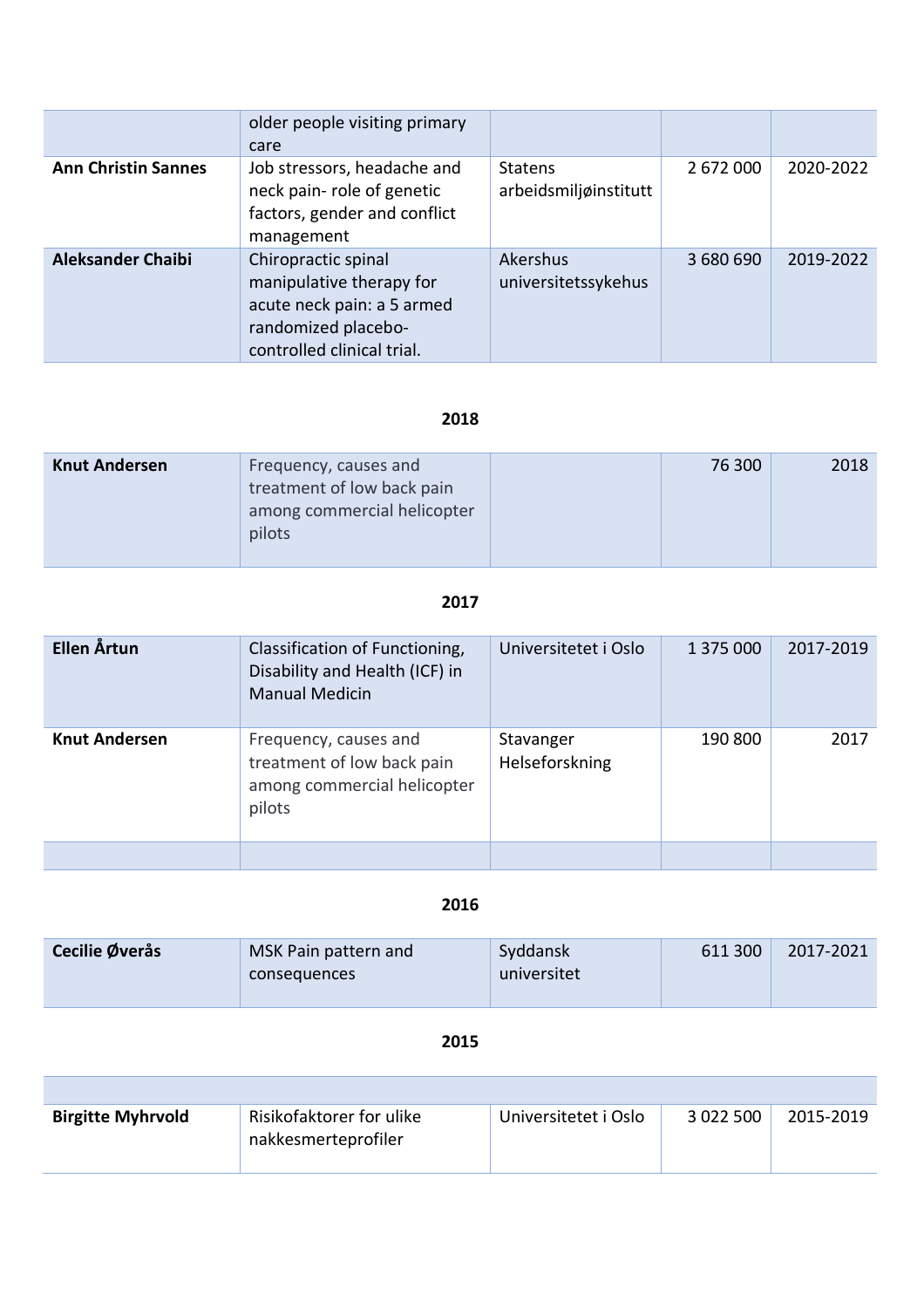| | | | | |
|---|---|---|---|---|
| | older people visiting primary care | | | |
| **Ann Christin Sannes** | Job stressors, headache and neck pain- role of genetic factors, gender and conflict management | Statens arbeidsmiljøinstitutt | 2 672 000 | 2020-2022 |
| **Aleksander Chaibi** | Chiropractic spinal manipulative therapy for acute neck pain: a 5 armed randomized placebo-controlled clinical trial. | Akershus universitetssykehus | 3 680 690 | 2019-2022 |

**2018**

| | | | | |
|---|---|---|---|---|
| **Knut Andersen** | Frequency, causes and treatment of low back pain among commercial helicopter pilots | | 76 300 | 2018 |

**2017**

| | | | | |
|---|---|---|---|---|
| **Ellen Årtun** | Classification of Functioning, Disability and Health (ICF) in Manual Medicin | Universitetet i Oslo | 1 375 000 | 2017-2019 |
| **Knut Andersen** | Frequency, causes and treatment of low back pain among commercial helicopter pilots | Stavanger Helseforskning | 190 800 | 2017 |
| | | | | |

**2016**

| | | | | |
|---|---|---|---|---|
| **Cecilie Øverås** | MSK Pain pattern and consequences | Syddansk universitet | 611 300 | 2017-2021 |

**2015**

| | | | | |
|---|---|---|---|---|
| | | | | |
| **Birgitte Myhrvold** | Risikofaktorer for ulike nakkesmerteprofiler | Universitetet i Oslo | 3 022 500 | 2015-2019 |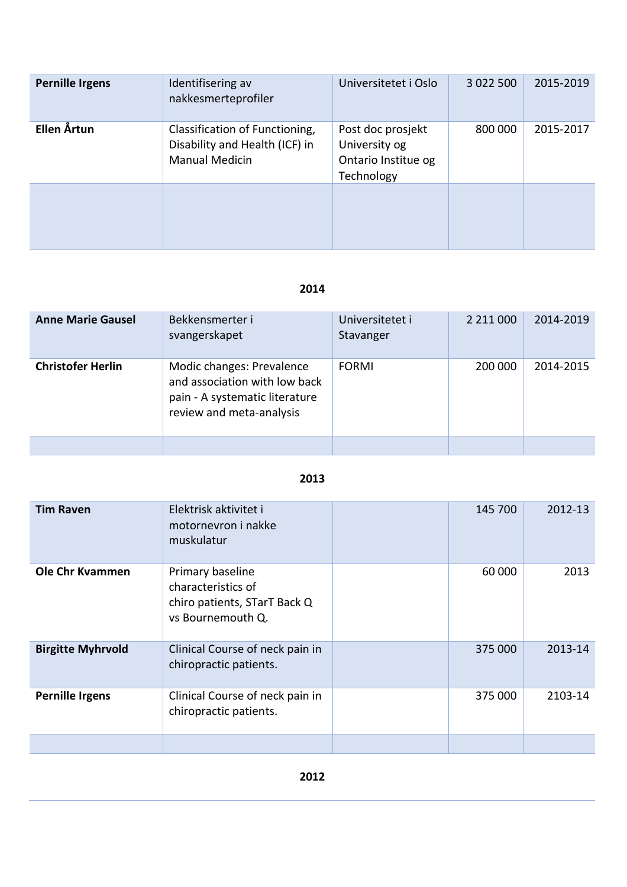| | | | | |
|---|---|---|---|---|
| **Pernille Irgens** | Identifisering av nakkesmerteprofiler | Universitetet i Oslo | 3 022 500 | 2015-2019 |
| **Ellen Årtun** | Classification of Functioning, Disability and Health (ICF) in Manual Medicin | Post doc prosjekt University og Ontario Institue og Technology | 800 000 | 2015-2017 |
| | | | | |

**2014**

| | | | | |
|---|---|---|---|---|
| **Anne Marie Gausel** | Bekkensmerter i svangerskapet | Universitetet i Stavanger | 2 211 000 | 2014-2019 |
| **Christofer Herlin** | Modic changes: Prevalence and association with low back pain - A systematic literature review and meta-analysis | FORMI | 200 000 | 2014-2015 |
| | | | | |

**2013**

| | | | | |
|---|---|---|---|---|
| **Tim Raven** | Elektrisk aktivitet i motornevron i nakke muskulatur | | 145 700 | 2012-13 |
| **Ole Chr Kvammen** | Primary baseline characteristics of chiro patients, STarT Back Q vs Bournemouth Q. | | 60 000 | 2013 |
| **Birgitte Myhrvold** | Clinical Course of neck pain in chiropractic patients. | | 375 000 | 2013-14 |
| **Pernille Irgens** | Clinical Course of neck pain in chiropractic patients. | | 375 000 | 2103-14 |
| | | | | |

**2012**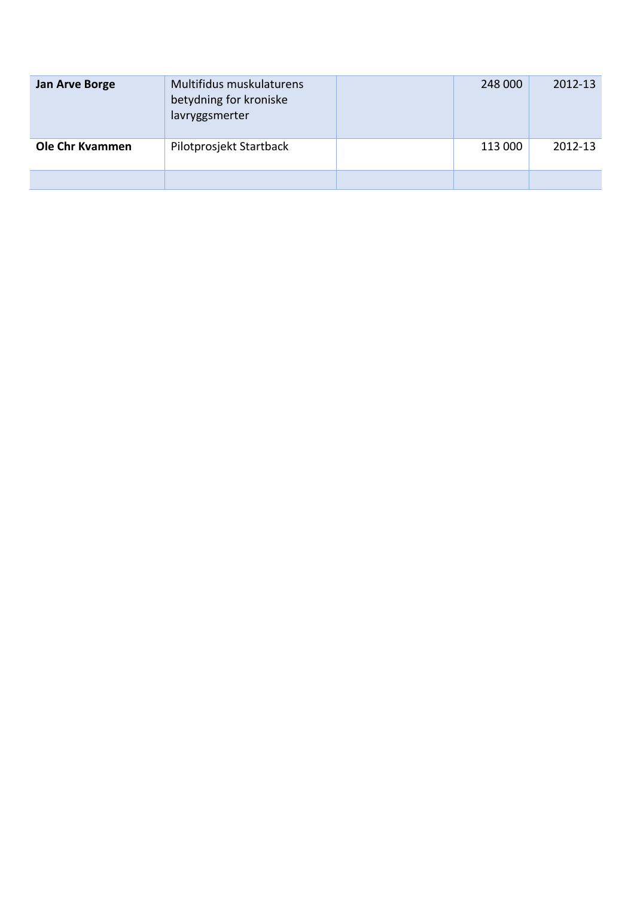| | | | | |
|---|---|---|---|---|
| **Jan Arve Borge** | Multifidus muskulaturens betydning for kroniske lavryggsmerter | | 248 000 | 2012-13 |
| **Ole Chr Kvammen** | Pilotprosjekt Startback | | 113 000 | 2012-13 |
| | | | | |